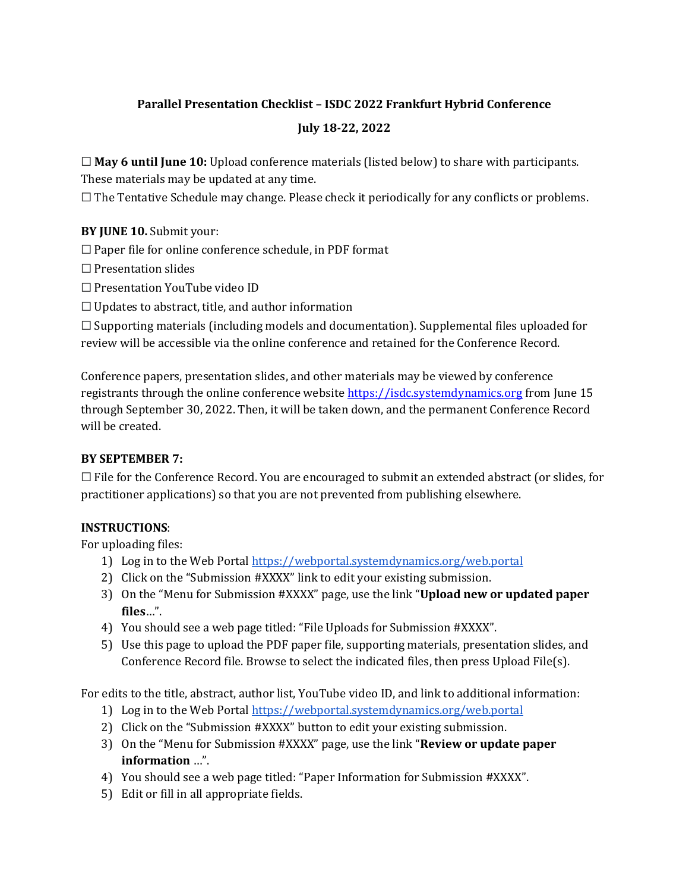**Parallel Presentation Checklist – ISDC 2022 Frankfurt Hybrid Conference**

**July 18-22, 2022**

☐ **May 6 until June 10:** Upload conference materials (listed below) to share with participants. These materials may be updated at any time.
☐ The Tentative Schedule may change. Please check it periodically for any conflicts or problems.

**BY JUNE 10.** Submit your:
☐ Paper file for online conference schedule, in PDF format
☐ Presentation slides
☐ Presentation YouTube video ID
☐ Updates to abstract, title, and author information
☐ Supporting materials (including models and documentation). Supplemental files uploaded for review will be accessible via the online conference and retained for the Conference Record.

Conference papers, presentation slides, and other materials may be viewed by conference registrants through the online conference website https://isdc.systemdynamics.org from June 15 through September 30, 2022. Then, it will be taken down, and the permanent Conference Record will be created.

**BY SEPTEMBER 7:**
☐ File for the Conference Record. You are encouraged to submit an extended abstract (or slides, for practitioner applications) so that you are not prevented from publishing elsewhere.

**INSTRUCTIONS**:
For uploading files:

1) Log in to the Web Portal https://webportal.systemdynamics.org/web.portal
2) Click on the "Submission #XXXX" link to edit your existing submission.
3) On the "Menu for Submission #XXXX" page, use the link "**Upload new or updated paper files**…".
4) You should see a web page titled: "File Uploads for Submission #XXXX".
5) Use this page to upload the PDF paper file, supporting materials, presentation slides, and Conference Record file. Browse to select the indicated files, then press Upload File(s).

For edits to the title, abstract, author list, YouTube video ID, and link to additional information:

1) Log in to the Web Portal https://webportal.systemdynamics.org/web.portal
2) Click on the "Submission #XXXX" button to edit your existing submission.
3) On the "Menu for Submission #XXXX" page, use the link "**Review or update paper information** …".
4) You should see a web page titled: "Paper Information for Submission #XXXX".
5) Edit or fill in all appropriate fields.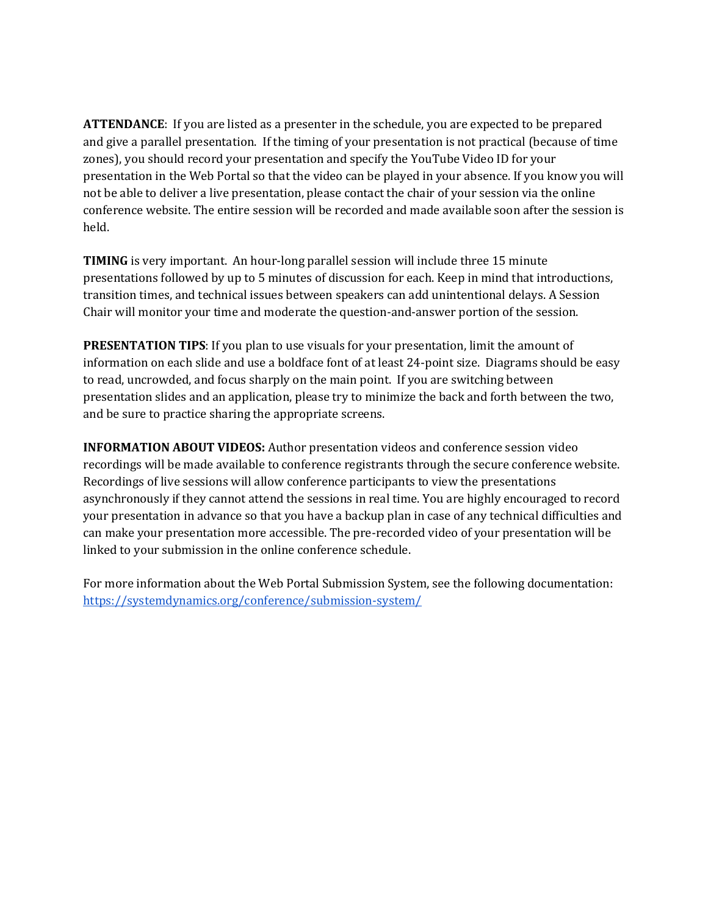**ATTENDANCE**: If you are listed as a presenter in the schedule, you are expected to be prepared and give a parallel presentation. If the timing of your presentation is not practical (because of time zones), you should record your presentation and specify the YouTube Video ID for your presentation in the Web Portal so that the video can be played in your absence. If you know you will not be able to deliver a live presentation, please contact the chair of your session via the online conference website. The entire session will be recorded and made available soon after the session is held.

**TIMING** is very important. An hour-long parallel session will include three 15 minute presentations followed by up to 5 minutes of discussion for each. Keep in mind that introductions, transition times, and technical issues between speakers can add unintentional delays. A Session Chair will monitor your time and moderate the question-and-answer portion of the session.

**PRESENTATION TIPS**: If you plan to use visuals for your presentation, limit the amount of information on each slide and use a boldface font of at least 24-point size. Diagrams should be easy to read, uncrowded, and focus sharply on the main point. If you are switching between presentation slides and an application, please try to minimize the back and forth between the two, and be sure to practice sharing the appropriate screens.

**INFORMATION ABOUT VIDEOS:** Author presentation videos and conference session video recordings will be made available to conference registrants through the secure conference website. Recordings of live sessions will allow conference participants to view the presentations asynchronously if they cannot attend the sessions in real time. You are highly encouraged to record your presentation in advance so that you have a backup plan in case of any technical difficulties and can make your presentation more accessible. The pre-recorded video of your presentation will be linked to your submission in the online conference schedule.

For more information about the Web Portal Submission System, see the following documentation: https://systemdynamics.org/conference/submission-system/